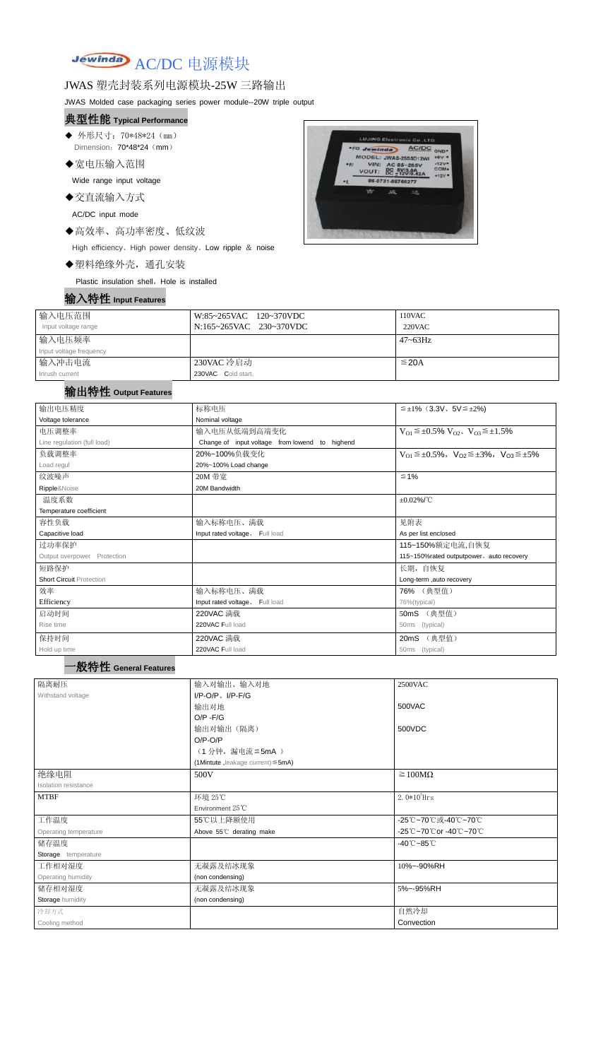# AC/DC 电源模块

## JWAS 塑壳封装系列电源模块-25W 三路输出

JWAS Molded case packaging series power module--20W triple output

## 典型性能 Typical Performance

- ◆ 外形尺寸：70*48*24（mm）
  Dimension：70*48*24（mm）
- ◆宽电压输入范围
  Wide range input voltage
- ◆交直流输入方式
  AC/DC input mode
- ◆高效率、高功率密度、低纹波
  High efficiency、High power density、Low ripple & noise
- ◆塑料绝缘外壳，通孔安装
  Plastic insulation shell，Hole is installed

## 输入特性 Input Features

| 输入电压范围<br>Input voltage range | W:85~265VAC 120~370VDC<br>N:165~265VAC 230~370VDC | 110VAC<br>220VAC |
|---|---|---|
| 输入电压频率<br>Input voltage frequency | | 47~63Hz |
| 输入冲击电流<br>Inrush current | 230VAC 冷启动<br>230VAC Cold start, | ≦20A |

## 输出特性 Output Features

| 输出电压精度<br>Voltage tolerance | 标称电压<br>Nominal voltage | ≦±1%（3.3V、5V≦±2%) |
|---|---|---|
| 电压调整率<br>Line regulation (full load) | 输入电压从低端到高端变化<br>Change of input voltage from lowend to highend | $V_{O1}$≦±0.5% $V_{O2}$、$V_{O3}$≦±1.5% |
| 负载调整率<br>Load regul | 20%~100%负载变化<br>20%~100% Load change | $V_{O1}$≦±0.5%，$V_{O2}$≦±3%，$V_{O3}$≦±5% |
| 纹波噪声<br>Ripple&Noise | 20M 带宽<br>20M Bandwidth | ≦1% |
| 温度系数<br>Temperature coefficient | | ±0.02%/℃ |
| 容性负载<br>Capacitive load | 输入标称电压、满载<br>Input rated voltage、Full load | 见附表<br>As per list enclosed |
| 过功率保护<br>Output overpower Protection | | 115~150%额定电流,自恢复<br>115~150%rated outputpower，auto recovery |
| 短路保护<br>Short Circuit Protection | | 长期，自恢复<br>Long-term ,auto recovery |
| 效率<br>Efficiency | 输入标称电压、满载<br>Input rated voltage、Full load | 76% （典型值）<br>76%(typical) |
| 启动时间<br>Rise time | 220VAC 满载<br>220VAC Full load | 50mS （典型值）<br>50ms (typical) |
| 保持时间<br>Hold up time | 220VAC 满载<br>220VAC Full load | 20mS （典型值）<br>50ms (typical) |

## 一般特性 General Features

| 隔离耐压<br>Withstand voltage | 输入对输出、输入对地<br>I/P-O/P、I/P-F/G | 2500VAC |
|---|---|---|
| | 输出对地<br>O/P -F/G | 500VAC |
| | 输出对输出（隔离）<br>O/P-O/P<br>（1 分钟，漏电流≦5mA ）<br>(1Mintute ,leakage current)≦5mA) | 500VDC |
| 绝缘电阻<br>Isolation resistance | 500V | ≧100MΩ |
| MTBF | 环境 25℃<br>Environment 25℃ | $2.0*10^5$Hrs |
| 工作温度<br>Operating temperature | 55℃以上降额使用<br>Above 55℃ derating make | -25℃~70℃或-40℃~70℃<br>-25℃~70℃or -40℃~70℃ |
| 储存温度<br>Storage temperature | | -40℃~85℃ |
| 工作相对湿度<br>Operating humidity | 无凝露及结冰现象<br>(non condensing) | 10%~-90%RH |
| 储存相对湿度<br>Storage humidity | 无凝露及结冰现象<br>(non condensing) | 5%~-95%RH |
| 冷却方式<br>Cooling method | | 自然冷却<br>Convection |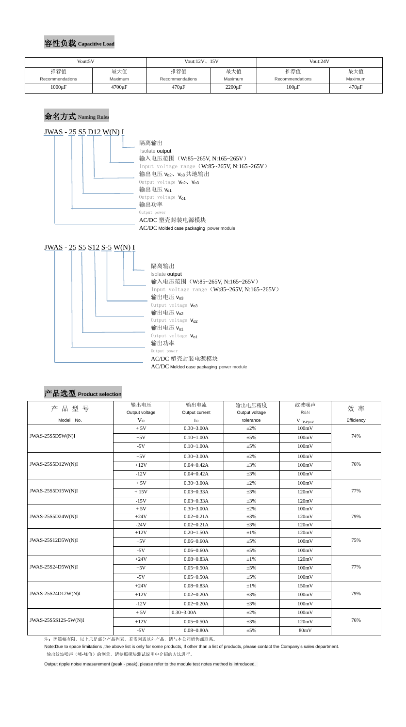## 容性负载 Capacitive Load

| Vout:5V | | Vout:12V、15V | | Vout:24V | |
|---|---|---|---|---|---|
| 推荐值 Recommendations | 最大值 Maximum | 推荐值 Recommendations | 最大值 Maximum | 推荐值 Recommendations | 最大值 Maximum |
| 1000μF | 4700μF | 470μF | 2200μF | 100μF | 470μF |

## 命名方式 Naming Rules

JWAS - 25 S5 D12 W(N) I

- 隔离输出 Isolate output
- 输入电压范围（W:85~265V, N:165~265V） Input voltage range（W:85~265V, N:165~265V）
- 输出电压 $V_{o2}$、$V_{o3}$ 共地输出 Output voltage $V_{o2}$、$V_{o3}$
- 输出电压 $V_{o1}$ Output voltage $V_{o1}$
- 输出功率 Output power
- AC/DC 塑壳封装电源模块 AC/DC Molded case packaging power module

JWAS - 25 S5 S12 S-5 W(N) I

- 隔离输出 Isolate output
- 输入电压范围（W:85~265V, N:165~265V） Input voltage range（W:85~265V, N:165~265V）
- 输出电压 $V_{o3}$ Output voltage $V_{o3}$
- 输出电压 $V_{o2}$ Output voltage $V_{o2}$
- 输出电压 $V_{o1}$ Output voltage $V_{o1}$
- 输出功率 Output power
- AC/DC 塑壳封装电源模块 AC/DC Molded case packaging power module

## 产品选型 Product selection

| 产 品 型 号 Model No. | 输出电压 Output voltage $V_O$ | 输出电流 Output current $I_O$ | 输出电压精度 Output voltage tolerance | 纹波噪声 R&N $V_{(P-P)mV}$ | 效 率 Efficiency |
|---|---|---|---|---|---|
| JWAS-25S5D5W(N)I | + 5V | 0.30~3.00A | ±2% | 100mV | 74% |
| | +5V | 0.10~1.00A | ±5% | 100mV | |
| | -5V | 0.10~1.00A | ±5% | 100mV | |
| JWAS-25S5D12W(N)I | +5V | 0.30~3.00A | ±2% | 100mV | 76% |
| | +12V | 0.04~0.42A | ±3% | 100mV | |
| | -12V | 0.04~0.42A | ±3% | 100mV | |
| JWAS-25S5D15W(N)I | + 5V | 0.30~3.00A | ±2% | 100mV | 77% |
| | + 15V | 0.03~0.33A | ±3% | 120mV | |
| | -15V | 0.03~0.33A | ±3% | 120mV | |
| JWAS-25S5D24W(N)I | + 5V | 0.30~3.00A | ±2% | 100mV | 79% |
| | +24V | 0.02~0.21A | ±3% | 120mV | |
| | -24V | 0.02~0.21A | ±3% | 120mV | |
| JWAS-25S12D5W(N)I | +12V | 0.20~1.50A | ±1% | 120mV | 75% |
| | +5V | 0.06~0.60A | ±5% | 100mV | |
| | -5V | 0.06~0.60A | ±5% | 100mV | |
| JWAS-25S24D5W(N)I | +24V | 0.08~0.83A | ±1% | 120mV | 77% |
| | +5V | 0.05~0.50A | ±5% | 100mV | |
| | -5V | 0.05~0.50A | ±5% | 100mV | |
| JWAS-25S24D12W(N)I | +24V | 0.08~0.83A | ±1% | 150mV | 79% |
| | +12V | 0.02~0.20A | ±3% | 100mV | |
| | -12V | 0.02~0.20A | ±3% | 100mV | |
| JWAS-25S5S12S-5W(N)I | + 5V | 0.30~3.00A | ±2% | 100mV | 76% |
| | +12V | 0.05~0.50A | ±3% | 120mV | |
| | -5V | 0.08~0.80A | ±5% | 80mV | |

注：因篇幅有限，以上只是部分产品列表，若需列表以外产品，请与本公司销售部联系。

Note:Due to space limitations ,the above list is only for some products, If other than a list of products, please contact the Company's sales department.

输出纹波噪声（峰-峰值）的测量，请参照模块测试说明中介绍的方法进行。

Output ripple noise measurement (peak - peak), please refer to the module test notes method is introduced.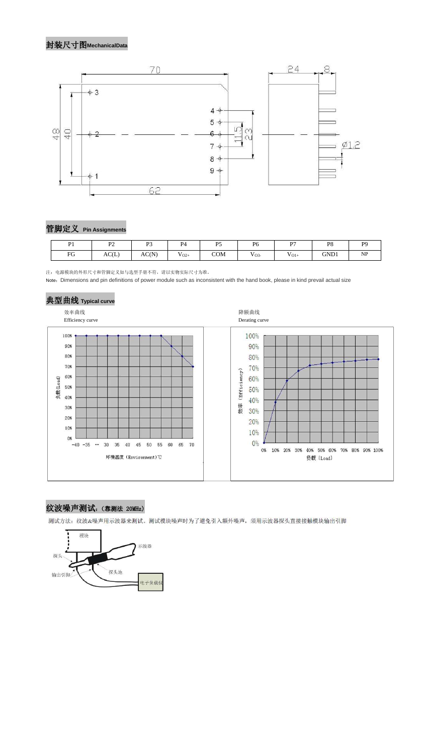## 封装尺寸图MechanicalData

70
24
8
48
40
11.5
23
62
Ø1.2
3
2
1
4
5
6
7
8
9

## 管脚定义 Pin Assignments

| P1 | P2 | P3 | P4 | P5 | P6 | P7 | P8 | P9 |
|---|---|---|---|---|---|---|---|---|
| FG | AC(L) | AC(N) | $V_{O2+}$ | COM | $V_{O3-}$ | $V_{O1+}$ | GND1 | NP |

注：电源模块的外形尺寸和管脚定义如与选型手册不符，请以实物实际尺寸为准。

Note：Dimensions and pin definitions of power module such as inconsistent with the hand book, please in kind prevail actual size

## 典型曲线 Typical curve

效率曲线
Efficiency curve

100%
90%
80%
70%
60%
50%
40%
30%
20%
10%
0%
负载(Load)
-40 -35 ··· 30 35 40 45 50 55 60 65 70
环境温度 (Environment)℃

降额曲线
Derating curve

100%
90%
80%
70%
60%
50%
40%
30%
20%
10%
0%
效率 (Efficiency)
0% 10% 20% 30% 40% 50% 60% 70% 80% 90% 100%
负载 (Load)

## 纹波噪声测试：（靠测法 20MHz）

测试方法：纹波&噪声用示波器来测试。测试模块噪声时为了避免引入额外噪声，须用示波器探头直接接触模块输出引脚

模块
示波器
探头
探头地
输出引脚
电子负载仪